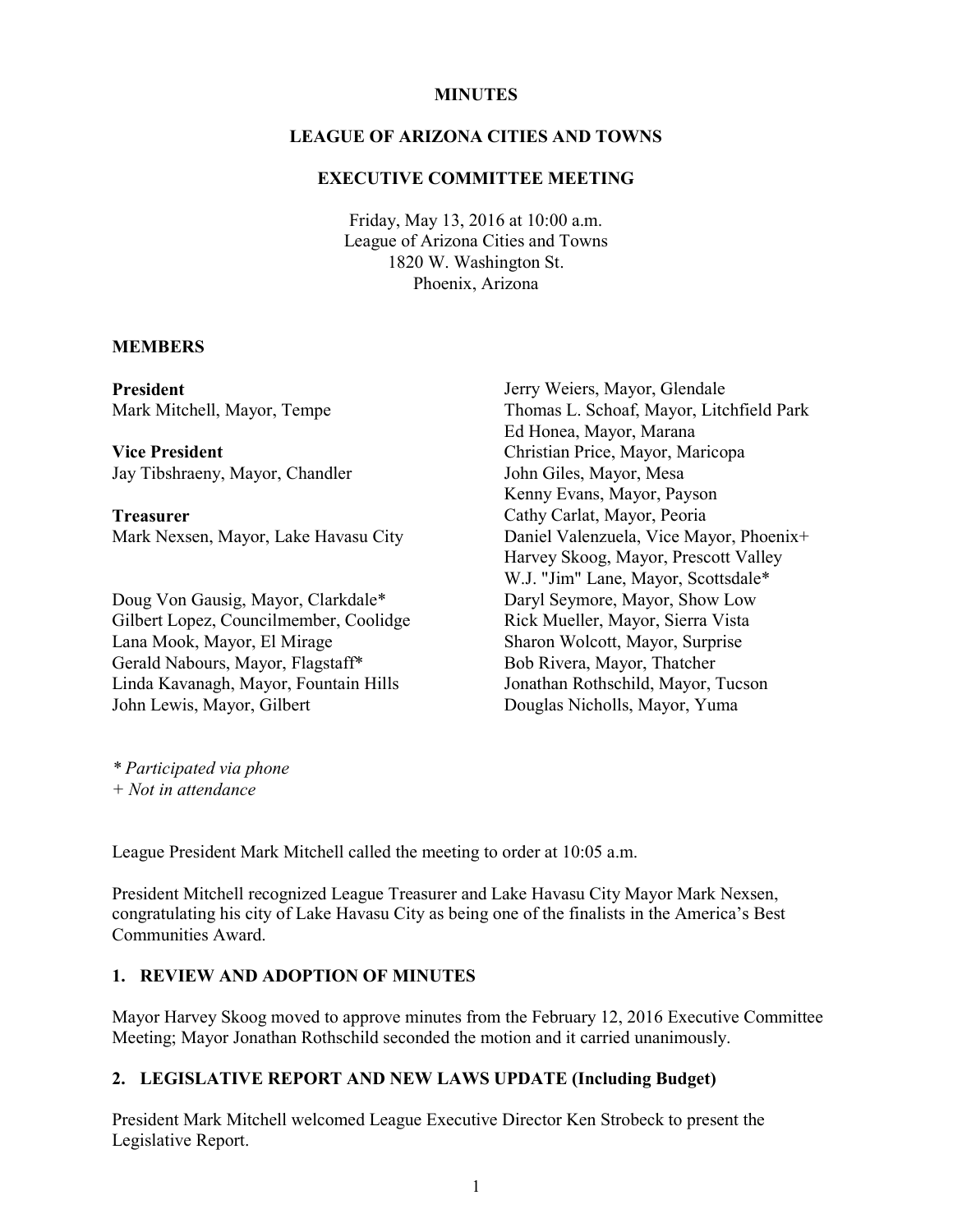# MINUTES

## LEAGUE OF ARIZONA CITIES AND TOWNS

## EXECUTIVE COMMITTEE MEETING

Friday, May 13, 2016 at 10:00 a.m.
League of Arizona Cities and Towns
1820 W. Washington St.
Phoenix, Arizona

### MEMBERS

**President**
Mark Mitchell, Mayor, Tempe

**Vice President**
Jay Tibshraeny, Mayor, Chandler

**Treasurer**
Mark Nexsen, Mayor, Lake Havasu City

Doug Von Gausig, Mayor, Clarkdale*
Gilbert Lopez, Councilmember, Coolidge
Lana Mook, Mayor, El Mirage
Gerald Nabours, Mayor, Flagstaff*
Linda Kavanagh, Mayor, Fountain Hills
John Lewis, Mayor, Gilbert
Jerry Weiers, Mayor, Glendale
Thomas L. Schoaf, Mayor, Litchfield Park
Ed Honea, Mayor, Marana
Christian Price, Mayor, Maricopa
John Giles, Mayor, Mesa
Kenny Evans, Mayor, Payson
Cathy Carlat, Mayor, Peoria
Daniel Valenzuela, Vice Mayor, Phoenix+
Harvey Skoog, Mayor, Prescott Valley
W.J. "Jim" Lane, Mayor, Scottsdale*
Daryl Seymore, Mayor, Show Low
Rick Mueller, Mayor, Sierra Vista
Sharon Wolcott, Mayor, Surprise
Bob Rivera, Mayor, Thatcher
Jonathan Rothschild, Mayor, Tucson
Douglas Nicholls, Mayor, Yuma

*\* Participated via phone*
*+ Not in attendance*

League President Mark Mitchell called the meeting to order at 10:05 a.m.

President Mitchell recognized League Treasurer and Lake Havasu City Mayor Mark Nexsen, congratulating his city of Lake Havasu City as being one of the finalists in the America's Best Communities Award.

### 1. REVIEW AND ADOPTION OF MINUTES

Mayor Harvey Skoog moved to approve minutes from the February 12, 2016 Executive Committee Meeting; Mayor Jonathan Rothschild seconded the motion and it carried unanimously.

### 2. LEGISLATIVE REPORT AND NEW LAWS UPDATE (Including Budget)

President Mark Mitchell welcomed League Executive Director Ken Strobeck to present the Legislative Report.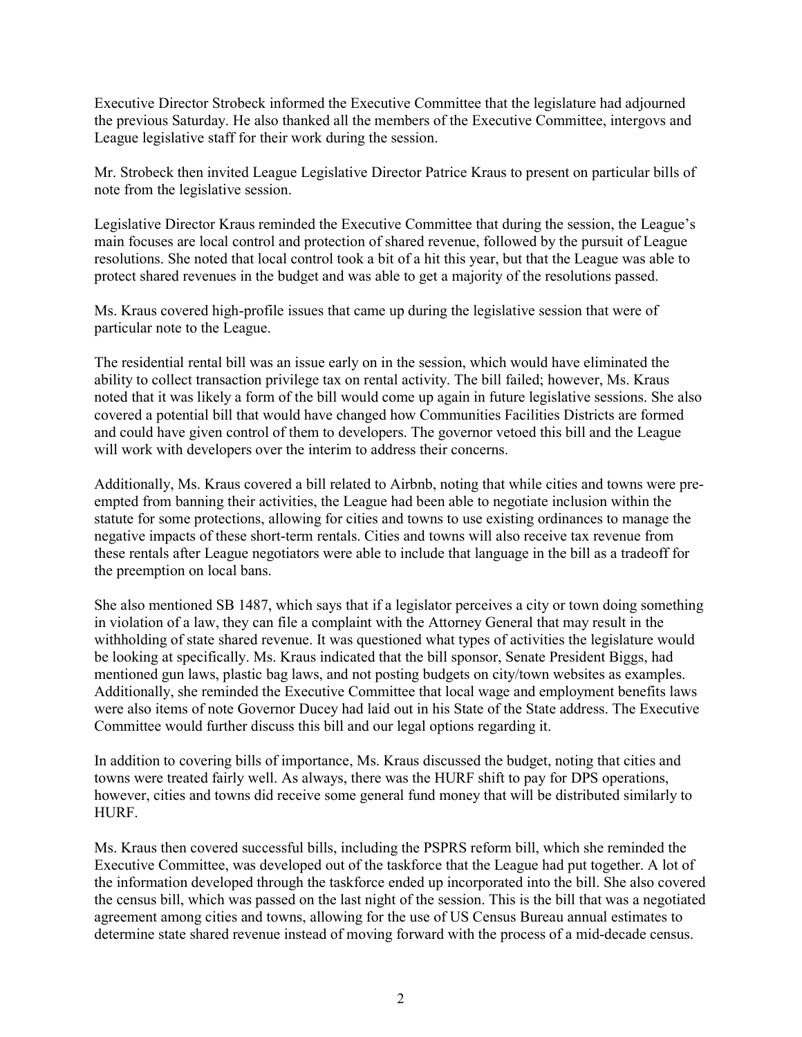Executive Director Strobeck informed the Executive Committee that the legislature had adjourned the previous Saturday. He also thanked all the members of the Executive Committee, intergovs and League legislative staff for their work during the session.

Mr. Strobeck then invited League Legislative Director Patrice Kraus to present on particular bills of note from the legislative session.

Legislative Director Kraus reminded the Executive Committee that during the session, the League's main focuses are local control and protection of shared revenue, followed by the pursuit of League resolutions. She noted that local control took a bit of a hit this year, but that the League was able to protect shared revenues in the budget and was able to get a majority of the resolutions passed.

Ms. Kraus covered high-profile issues that came up during the legislative session that were of particular note to the League.

The residential rental bill was an issue early on in the session, which would have eliminated the ability to collect transaction privilege tax on rental activity. The bill failed; however, Ms. Kraus noted that it was likely a form of the bill would come up again in future legislative sessions. She also covered a potential bill that would have changed how Communities Facilities Districts are formed and could have given control of them to developers. The governor vetoed this bill and the League will work with developers over the interim to address their concerns.

Additionally, Ms. Kraus covered a bill related to Airbnb, noting that while cities and towns were pre-empted from banning their activities, the League had been able to negotiate inclusion within the statute for some protections, allowing for cities and towns to use existing ordinances to manage the negative impacts of these short-term rentals. Cities and towns will also receive tax revenue from these rentals after League negotiators were able to include that language in the bill as a tradeoff for the preemption on local bans.

She also mentioned SB 1487, which says that if a legislator perceives a city or town doing something in violation of a law, they can file a complaint with the Attorney General that may result in the withholding of state shared revenue. It was questioned what types of activities the legislature would be looking at specifically. Ms. Kraus indicated that the bill sponsor, Senate President Biggs, had mentioned gun laws, plastic bag laws, and not posting budgets on city/town websites as examples. Additionally, she reminded the Executive Committee that local wage and employment benefits laws were also items of note Governor Ducey had laid out in his State of the State address. The Executive Committee would further discuss this bill and our legal options regarding it.

In addition to covering bills of importance, Ms. Kraus discussed the budget, noting that cities and towns were treated fairly well. As always, there was the HURF shift to pay for DPS operations, however, cities and towns did receive some general fund money that will be distributed similarly to HURF.

Ms. Kraus then covered successful bills, including the PSPRS reform bill, which she reminded the Executive Committee, was developed out of the taskforce that the League had put together. A lot of the information developed through the taskforce ended up incorporated into the bill. She also covered the census bill, which was passed on the last night of the session. This is the bill that was a negotiated agreement among cities and towns, allowing for the use of US Census Bureau annual estimates to determine state shared revenue instead of moving forward with the process of a mid-decade census.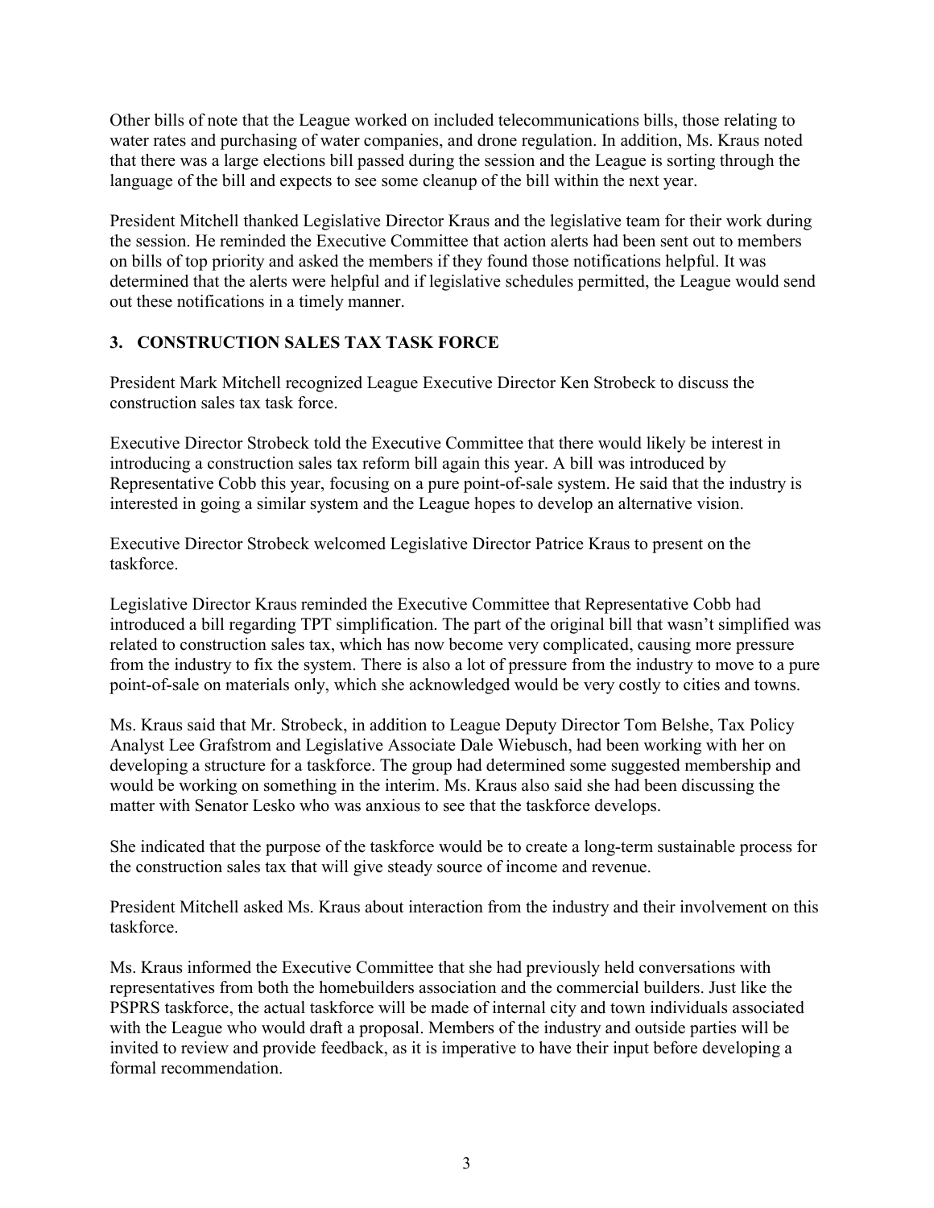Other bills of note that the League worked on included telecommunications bills, those relating to water rates and purchasing of water companies, and drone regulation. In addition, Ms. Kraus noted that there was a large elections bill passed during the session and the League is sorting through the language of the bill and expects to see some cleanup of the bill within the next year.

President Mitchell thanked Legislative Director Kraus and the legislative team for their work during the session. He reminded the Executive Committee that action alerts had been sent out to members on bills of top priority and asked the members if they found those notifications helpful. It was determined that the alerts were helpful and if legislative schedules permitted, the League would send out these notifications in a timely manner.

### 3. CONSTRUCTION SALES TAX TASK FORCE

President Mark Mitchell recognized League Executive Director Ken Strobeck to discuss the construction sales tax task force.

Executive Director Strobeck told the Executive Committee that there would likely be interest in introducing a construction sales tax reform bill again this year. A bill was introduced by Representative Cobb this year, focusing on a pure point-of-sale system. He said that the industry is interested in going a similar system and the League hopes to develop an alternative vision.

Executive Director Strobeck welcomed Legislative Director Patrice Kraus to present on the taskforce.

Legislative Director Kraus reminded the Executive Committee that Representative Cobb had introduced a bill regarding TPT simplification. The part of the original bill that wasn't simplified was related to construction sales tax, which has now become very complicated, causing more pressure from the industry to fix the system. There is also a lot of pressure from the industry to move to a pure point-of-sale on materials only, which she acknowledged would be very costly to cities and towns.

Ms. Kraus said that Mr. Strobeck, in addition to League Deputy Director Tom Belshe, Tax Policy Analyst Lee Grafstrom and Legislative Associate Dale Wiebusch, had been working with her on developing a structure for a taskforce. The group had determined some suggested membership and would be working on something in the interim. Ms. Kraus also said she had been discussing the matter with Senator Lesko who was anxious to see that the taskforce develops.

She indicated that the purpose of the taskforce would be to create a long-term sustainable process for the construction sales tax that will give steady source of income and revenue.

President Mitchell asked Ms. Kraus about interaction from the industry and their involvement on this taskforce.

Ms. Kraus informed the Executive Committee that she had previously held conversations with representatives from both the homebuilders association and the commercial builders. Just like the PSPRS taskforce, the actual taskforce will be made of internal city and town individuals associated with the League who would draft a proposal. Members of the industry and outside parties will be invited to review and provide feedback, as it is imperative to have their input before developing a formal recommendation.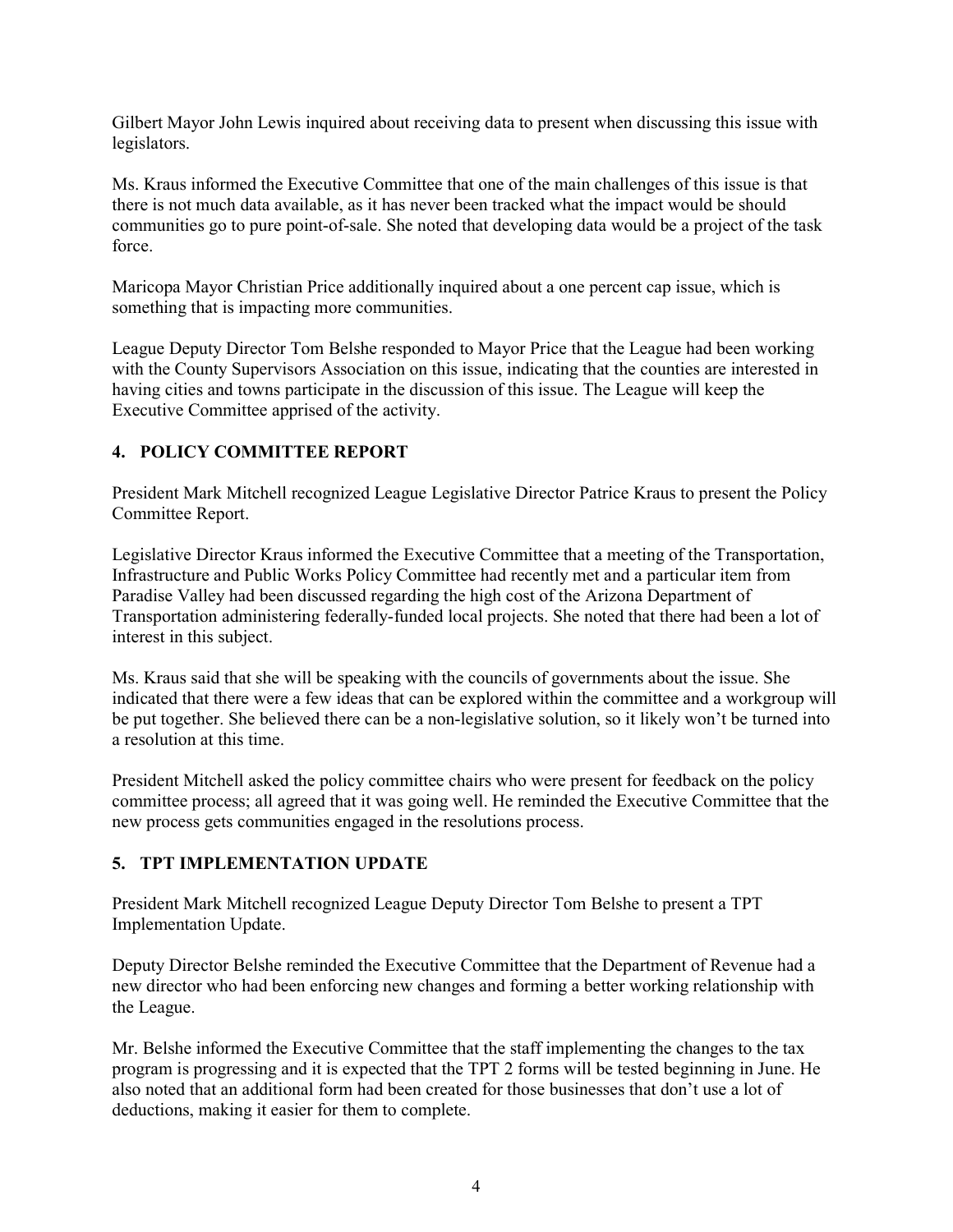Gilbert Mayor John Lewis inquired about receiving data to present when discussing this issue with legislators.

Ms. Kraus informed the Executive Committee that one of the main challenges of this issue is that there is not much data available, as it has never been tracked what the impact would be should communities go to pure point-of-sale. She noted that developing data would be a project of the task force.

Maricopa Mayor Christian Price additionally inquired about a one percent cap issue, which is something that is impacting more communities.

League Deputy Director Tom Belshe responded to Mayor Price that the League had been working with the County Supervisors Association on this issue, indicating that the counties are interested in having cities and towns participate in the discussion of this issue. The League will keep the Executive Committee apprised of the activity.

## 4. POLICY COMMITTEE REPORT

President Mark Mitchell recognized League Legislative Director Patrice Kraus to present the Policy Committee Report.

Legislative Director Kraus informed the Executive Committee that a meeting of the Transportation, Infrastructure and Public Works Policy Committee had recently met and a particular item from Paradise Valley had been discussed regarding the high cost of the Arizona Department of Transportation administering federally-funded local projects. She noted that there had been a lot of interest in this subject.

Ms. Kraus said that she will be speaking with the councils of governments about the issue. She indicated that there were a few ideas that can be explored within the committee and a workgroup will be put together. She believed there can be a non-legislative solution, so it likely won't be turned into a resolution at this time.

President Mitchell asked the policy committee chairs who were present for feedback on the policy committee process; all agreed that it was going well. He reminded the Executive Committee that the new process gets communities engaged in the resolutions process.

## 5. TPT IMPLEMENTATION UPDATE

President Mark Mitchell recognized League Deputy Director Tom Belshe to present a TPT Implementation Update.

Deputy Director Belshe reminded the Executive Committee that the Department of Revenue had a new director who had been enforcing new changes and forming a better working relationship with the League.

Mr. Belshe informed the Executive Committee that the staff implementing the changes to the tax program is progressing and it is expected that the TPT 2 forms will be tested beginning in June. He also noted that an additional form had been created for those businesses that don't use a lot of deductions, making it easier for them to complete.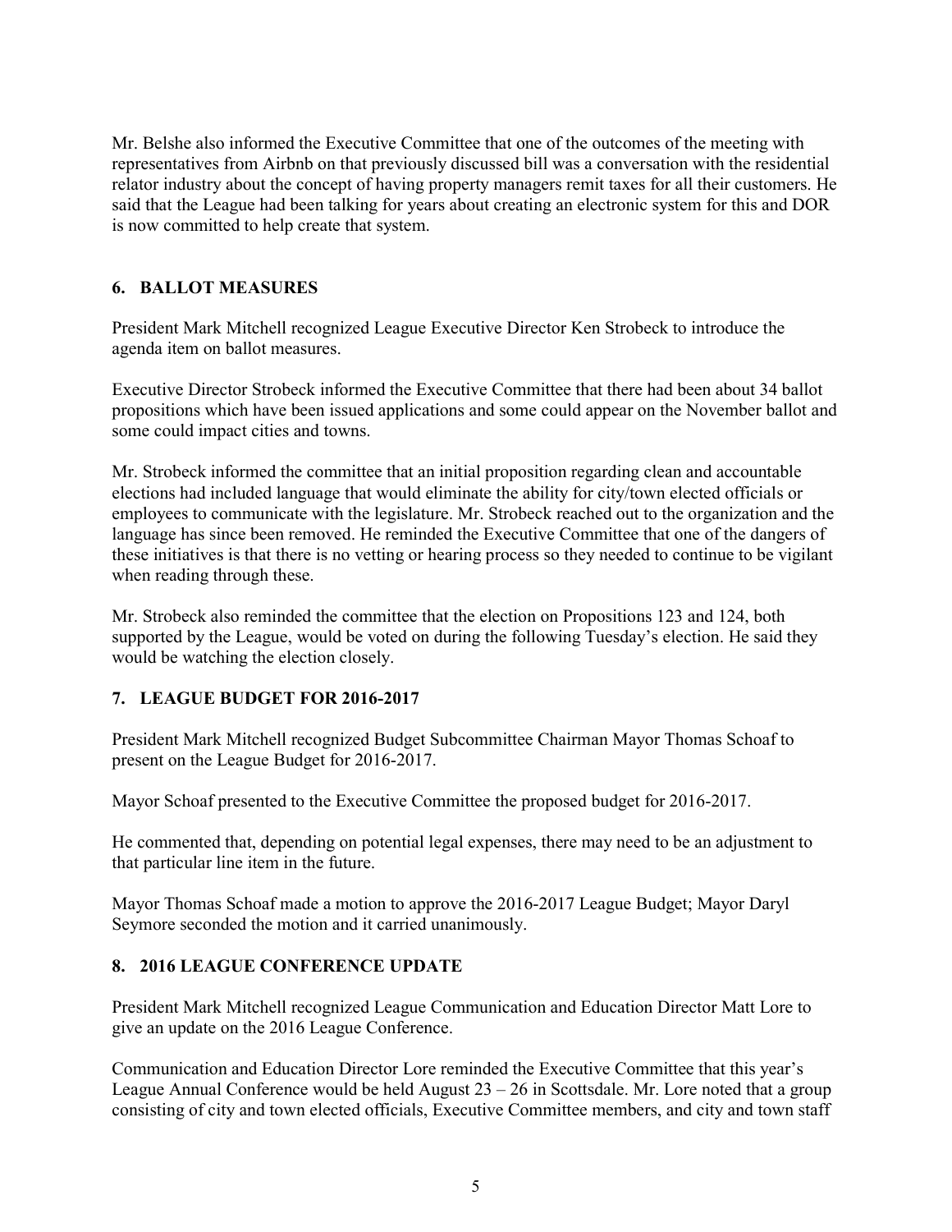Mr. Belshe also informed the Executive Committee that one of the outcomes of the meeting with representatives from Airbnb on that previously discussed bill was a conversation with the residential relator industry about the concept of having property managers remit taxes for all their customers. He said that the League had been talking for years about creating an electronic system for this and DOR is now committed to help create that system.

## 6. BALLOT MEASURES

President Mark Mitchell recognized League Executive Director Ken Strobeck to introduce the agenda item on ballot measures.

Executive Director Strobeck informed the Executive Committee that there had been about 34 ballot propositions which have been issued applications and some could appear on the November ballot and some could impact cities and towns.

Mr. Strobeck informed the committee that an initial proposition regarding clean and accountable elections had included language that would eliminate the ability for city/town elected officials or employees to communicate with the legislature. Mr. Strobeck reached out to the organization and the language has since been removed. He reminded the Executive Committee that one of the dangers of these initiatives is that there is no vetting or hearing process so they needed to continue to be vigilant when reading through these.

Mr. Strobeck also reminded the committee that the election on Propositions 123 and 124, both supported by the League, would be voted on during the following Tuesday's election. He said they would be watching the election closely.

## 7. LEAGUE BUDGET FOR 2016-2017

President Mark Mitchell recognized Budget Subcommittee Chairman Mayor Thomas Schoaf to present on the League Budget for 2016-2017.

Mayor Schoaf presented to the Executive Committee the proposed budget for 2016-2017.

He commented that, depending on potential legal expenses, there may need to be an adjustment to that particular line item in the future.

Mayor Thomas Schoaf made a motion to approve the 2016-2017 League Budget; Mayor Daryl Seymore seconded the motion and it carried unanimously.

## 8. 2016 LEAGUE CONFERENCE UPDATE

President Mark Mitchell recognized League Communication and Education Director Matt Lore to give an update on the 2016 League Conference.

Communication and Education Director Lore reminded the Executive Committee that this year's League Annual Conference would be held August 23 – 26 in Scottsdale. Mr. Lore noted that a group consisting of city and town elected officials, Executive Committee members, and city and town staff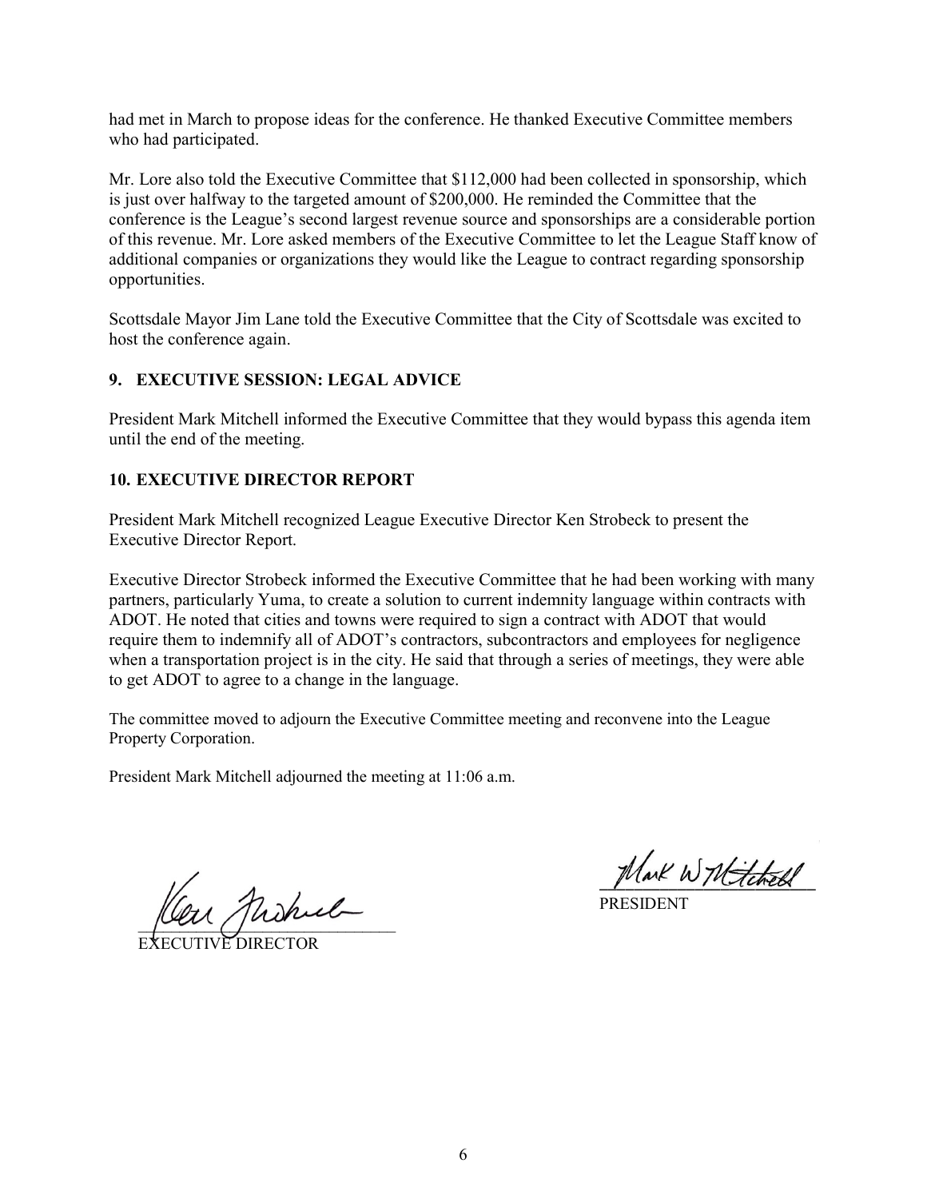had met in March to propose ideas for the conference. He thanked Executive Committee members who had participated.

Mr. Lore also told the Executive Committee that $112,000 had been collected in sponsorship, which is just over halfway to the targeted amount of $200,000. He reminded the Committee that the conference is the League's second largest revenue source and sponsorships are a considerable portion of this revenue. Mr. Lore asked members of the Executive Committee to let the League Staff know of additional companies or organizations they would like the League to contract regarding sponsorship opportunities.

Scottsdale Mayor Jim Lane told the Executive Committee that the City of Scottsdale was excited to host the conference again.

## 9. EXECUTIVE SESSION: LEGAL ADVICE

President Mark Mitchell informed the Executive Committee that they would bypass this agenda item until the end of the meeting.

## 10. EXECUTIVE DIRECTOR REPORT

President Mark Mitchell recognized League Executive Director Ken Strobeck to present the Executive Director Report.

Executive Director Strobeck informed the Executive Committee that he had been working with many partners, particularly Yuma, to create a solution to current indemnity language within contracts with ADOT. He noted that cities and towns were required to sign a contract with ADOT that would require them to indemnify all of ADOT's contractors, subcontractors and employees for negligence when a transportation project is in the city. He said that through a series of meetings, they were able to get ADOT to agree to a change in the language.

The committee moved to adjourn the Executive Committee meeting and reconvene into the League Property Corporation.

President Mark Mitchell adjourned the meeting at 11:06 a.m.

EXECUTIVE DIRECTOR

PRESIDENT